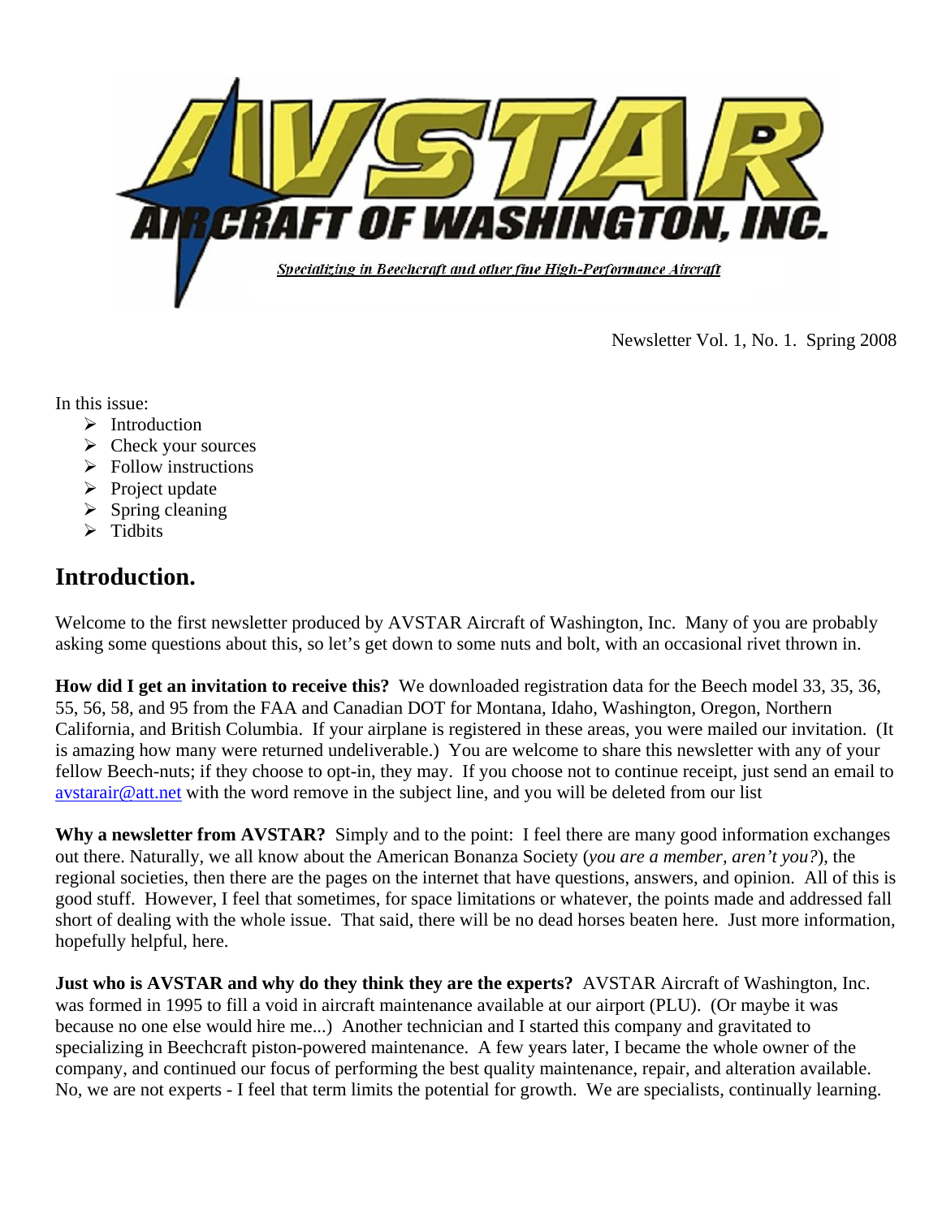# AVSTAR AIRCRAFT OF WASHINGTON, INC.

Specializing in Beechcraft and other fine High-Performance Aircraft

Newsletter Vol. 1, No. 1. Spring 2008

In this issue:

- Introduction
- Check your sources
- Follow instructions
- Project update
- Spring cleaning
- Tidbits

## Introduction.

Welcome to the first newsletter produced by AVSTAR Aircraft of Washington, Inc. Many of you are probably asking some questions about this, so let's get down to some nuts and bolt, with an occasional rivet thrown in.

**How did I get an invitation to receive this?** We downloaded registration data for the Beech model 33, 35, 36, 55, 56, 58, and 95 from the FAA and Canadian DOT for Montana, Idaho, Washington, Oregon, Northern California, and British Columbia. If your airplane is registered in these areas, you were mailed our invitation. (It is amazing how many were returned undeliverable.) You are welcome to share this newsletter with any of your fellow Beech-nuts; if they choose to opt-in, they may. If you choose not to continue receipt, just send an email to avstarair@att.net with the word remove in the subject line, and you will be deleted from our list

**Why a newsletter from AVSTAR?** Simply and to the point: I feel there are many good information exchanges out there. Naturally, we all know about the American Bonanza Society (*you are a member, aren't you?*), the regional societies, then there are the pages on the internet that have questions, answers, and opinion. All of this is good stuff. However, I feel that sometimes, for space limitations or whatever, the points made and addressed fall short of dealing with the whole issue. That said, there will be no dead horses beaten here. Just more information, hopefully helpful, here.

**Just who is AVSTAR and why do they think they are the experts?** AVSTAR Aircraft of Washington, Inc. was formed in 1995 to fill a void in aircraft maintenance available at our airport (PLU). (Or maybe it was because no one else would hire me...) Another technician and I started this company and gravitated to specializing in Beechcraft piston-powered maintenance. A few years later, I became the whole owner of the company, and continued our focus of performing the best quality maintenance, repair, and alteration available. No, we are not experts - I feel that term limits the potential for growth. We are specialists, continually learning.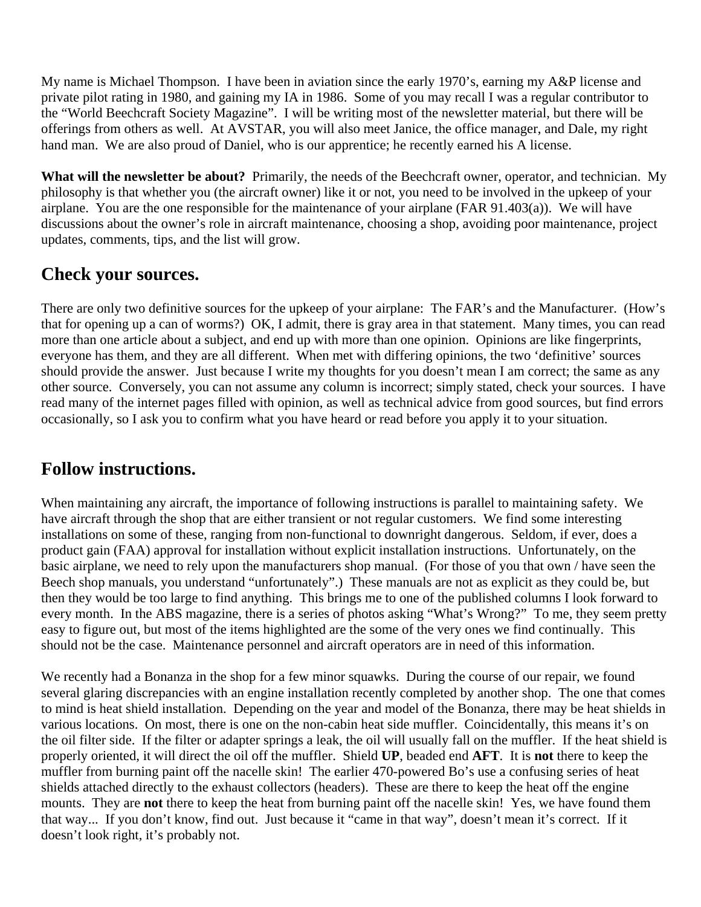My name is Michael Thompson. I have been in aviation since the early 1970's, earning my A&P license and private pilot rating in 1980, and gaining my IA in 1986. Some of you may recall I was a regular contributor to the "World Beechcraft Society Magazine". I will be writing most of the newsletter material, but there will be offerings from others as well. At AVSTAR, you will also meet Janice, the office manager, and Dale, my right hand man. We are also proud of Daniel, who is our apprentice; he recently earned his A license.

**What will the newsletter be about?** Primarily, the needs of the Beechcraft owner, operator, and technician. My philosophy is that whether you (the aircraft owner) like it or not, you need to be involved in the upkeep of your airplane. You are the one responsible for the maintenance of your airplane (FAR 91.403(a)). We will have discussions about the owner's role in aircraft maintenance, choosing a shop, avoiding poor maintenance, project updates, comments, tips, and the list will grow.

## Check your sources.

There are only two definitive sources for the upkeep of your airplane: The FAR's and the Manufacturer. (How's that for opening up a can of worms?) OK, I admit, there is gray area in that statement. Many times, you can read more than one article about a subject, and end up with more than one opinion. Opinions are like fingerprints, everyone has them, and they are all different. When met with differing opinions, the two 'definitive' sources should provide the answer. Just because I write my thoughts for you doesn't mean I am correct; the same as any other source. Conversely, you can not assume any column is incorrect; simply stated, check your sources. I have read many of the internet pages filled with opinion, as well as technical advice from good sources, but find errors occasionally, so I ask you to confirm what you have heard or read before you apply it to your situation.

## Follow instructions.

When maintaining any aircraft, the importance of following instructions is parallel to maintaining safety. We have aircraft through the shop that are either transient or not regular customers. We find some interesting installations on some of these, ranging from non-functional to downright dangerous. Seldom, if ever, does a product gain (FAA) approval for installation without explicit installation instructions. Unfortunately, on the basic airplane, we need to rely upon the manufacturers shop manual. (For those of you that own / have seen the Beech shop manuals, you understand "unfortunately".) These manuals are not as explicit as they could be, but then they would be too large to find anything. This brings me to one of the published columns I look forward to every month. In the ABS magazine, there is a series of photos asking "What's Wrong?" To me, they seem pretty easy to figure out, but most of the items highlighted are the some of the very ones we find continually. This should not be the case. Maintenance personnel and aircraft operators are in need of this information.

We recently had a Bonanza in the shop for a few minor squawks. During the course of our repair, we found several glaring discrepancies with an engine installation recently completed by another shop. The one that comes to mind is heat shield installation. Depending on the year and model of the Bonanza, there may be heat shields in various locations. On most, there is one on the non-cabin heat side muffler. Coincidentally, this means it's on the oil filter side. If the filter or adapter springs a leak, the oil will usually fall on the muffler. If the heat shield is properly oriented, it will direct the oil off the muffler. Shield **UP**, beaded end **AFT**. It is **not** there to keep the muffler from burning paint off the nacelle skin! The earlier 470-powered Bo's use a confusing series of heat shields attached directly to the exhaust collectors (headers). These are there to keep the heat off the engine mounts. They are **not** there to keep the heat from burning paint off the nacelle skin! Yes, we have found them that way... If you don't know, find out. Just because it "came in that way", doesn't mean it's correct. If it doesn't look right, it's probably not.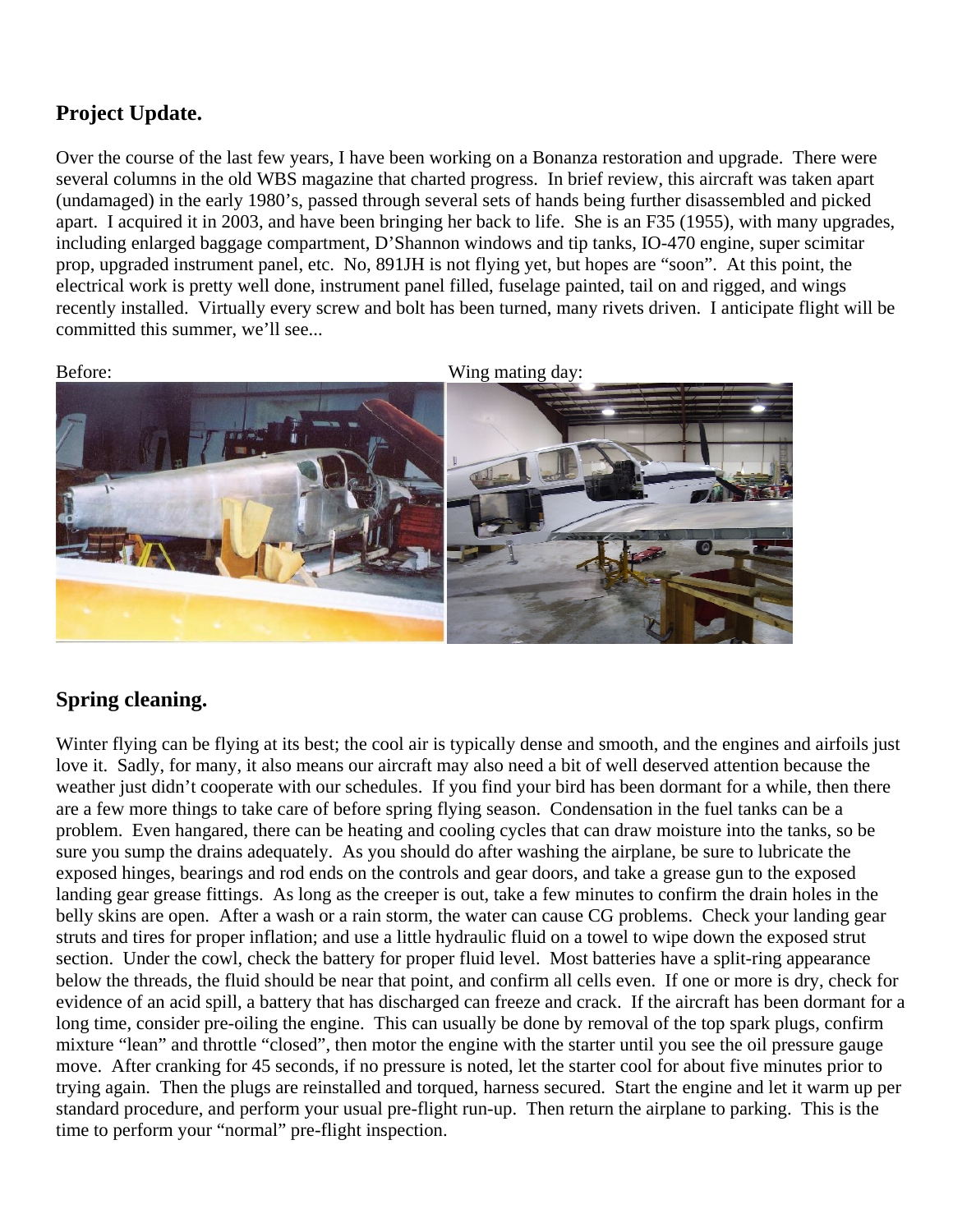## Project Update.

Over the course of the last few years, I have been working on a Bonanza restoration and upgrade. There were several columns in the old WBS magazine that charted progress. In brief review, this aircraft was taken apart (undamaged) in the early 1980's, passed through several sets of hands being further disassembled and picked apart. I acquired it in 2003, and have been bringing her back to life. She is an F35 (1955), with many upgrades, including enlarged baggage compartment, D'Shannon windows and tip tanks, IO-470 engine, super scimitar prop, upgraded instrument panel, etc. No, 891JH is not flying yet, but hopes are "soon". At this point, the electrical work is pretty well done, instrument panel filled, fuselage painted, tail on and rigged, and wings recently installed. Virtually every screw and bolt has been turned, many rivets driven. I anticipate flight will be committed this summer, we'll see...

Before:

Wing mating day:

## Spring cleaning.

Winter flying can be flying at its best; the cool air is typically dense and smooth, and the engines and airfoils just love it. Sadly, for many, it also means our aircraft may also need a bit of well deserved attention because the weather just didn't cooperate with our schedules. If you find your bird has been dormant for a while, then there are a few more things to take care of before spring flying season. Condensation in the fuel tanks can be a problem. Even hangared, there can be heating and cooling cycles that can draw moisture into the tanks, so be sure you sump the drains adequately. As you should do after washing the airplane, be sure to lubricate the exposed hinges, bearings and rod ends on the controls and gear doors, and take a grease gun to the exposed landing gear grease fittings. As long as the creeper is out, take a few minutes to confirm the drain holes in the belly skins are open. After a wash or a rain storm, the water can cause CG problems. Check your landing gear struts and tires for proper inflation; and use a little hydraulic fluid on a towel to wipe down the exposed strut section. Under the cowl, check the battery for proper fluid level. Most batteries have a split-ring appearance below the threads, the fluid should be near that point, and confirm all cells even. If one or more is dry, check for evidence of an acid spill, a battery that has discharged can freeze and crack. If the aircraft has been dormant for a long time, consider pre-oiling the engine. This can usually be done by removal of the top spark plugs, confirm mixture "lean" and throttle "closed", then motor the engine with the starter until you see the oil pressure gauge move. After cranking for 45 seconds, if no pressure is noted, let the starter cool for about five minutes prior to trying again. Then the plugs are reinstalled and torqued, harness secured. Start the engine and let it warm up per standard procedure, and perform your usual pre-flight run-up. Then return the airplane to parking. This is the time to perform your "normal" pre-flight inspection.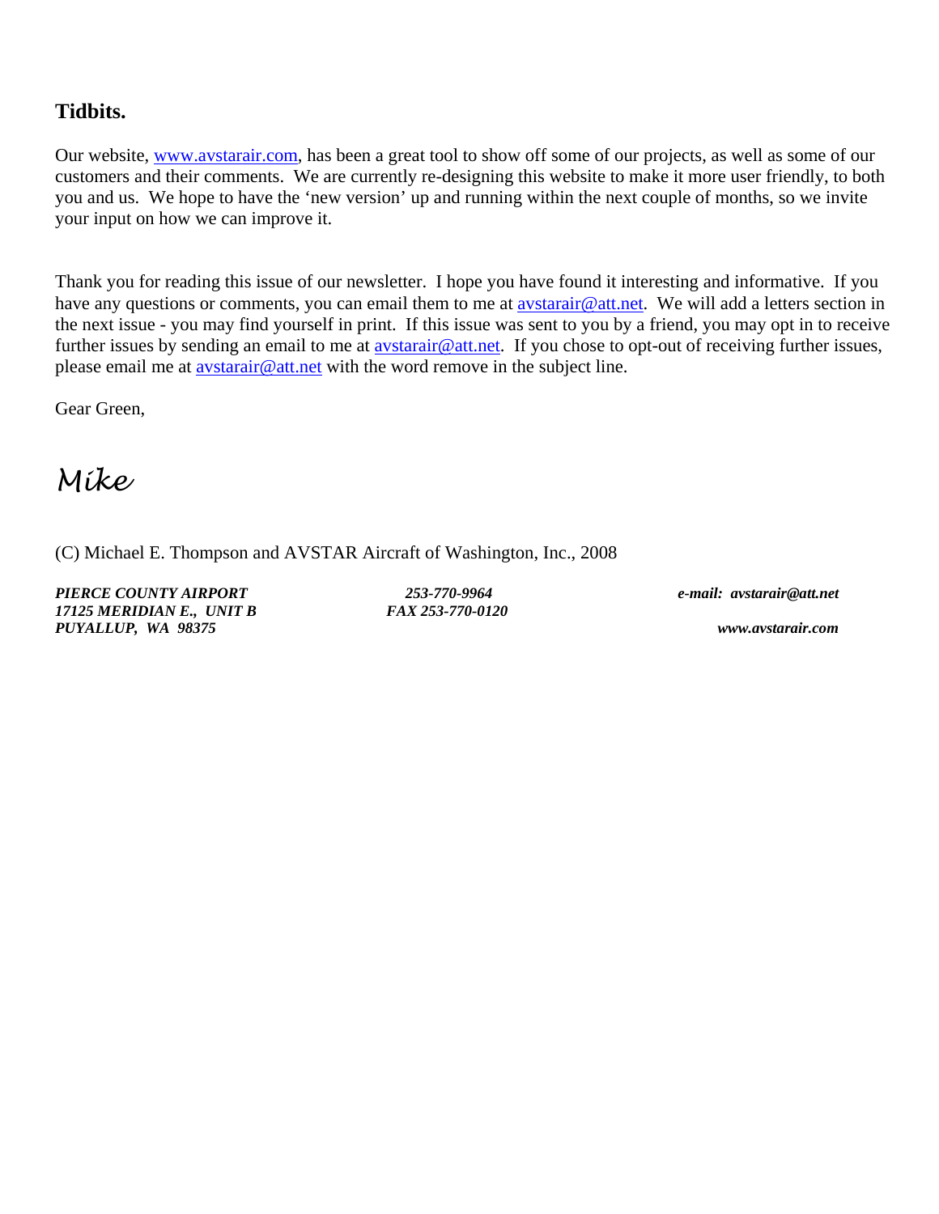## Tidbits.

Our website, www.avstarair.com, has been a great tool to show off some of our projects, as well as some of our customers and their comments. We are currently re-designing this website to make it more user friendly, to both you and us. We hope to have the 'new version' up and running within the next couple of months, so we invite your input on how we can improve it.

Thank you for reading this issue of our newsletter. I hope you have found it interesting and informative. If you have any questions or comments, you can email them to me at avstarair@att.net. We will add a letters section in the next issue - you may find yourself in print. If this issue was sent to you by a friend, you may opt in to receive further issues by sending an email to me at avstarair@att.net. If you chose to opt-out of receiving further issues, please email me at avstarair@att.net with the word remove in the subject line.

Gear Green,

*Mike*

(C) Michael E. Thompson and AVSTAR Aircraft of Washington, Inc., 2008

***PIERCE COUNTY AIRPORT***
***17125 MERIDIAN E., UNIT B***
***PUYALLUP, WA 98375***

***253-770-9964***
***FAX 253-770-0120***

***e-mail: avstarair@att.net***
***www.avstarair.com***